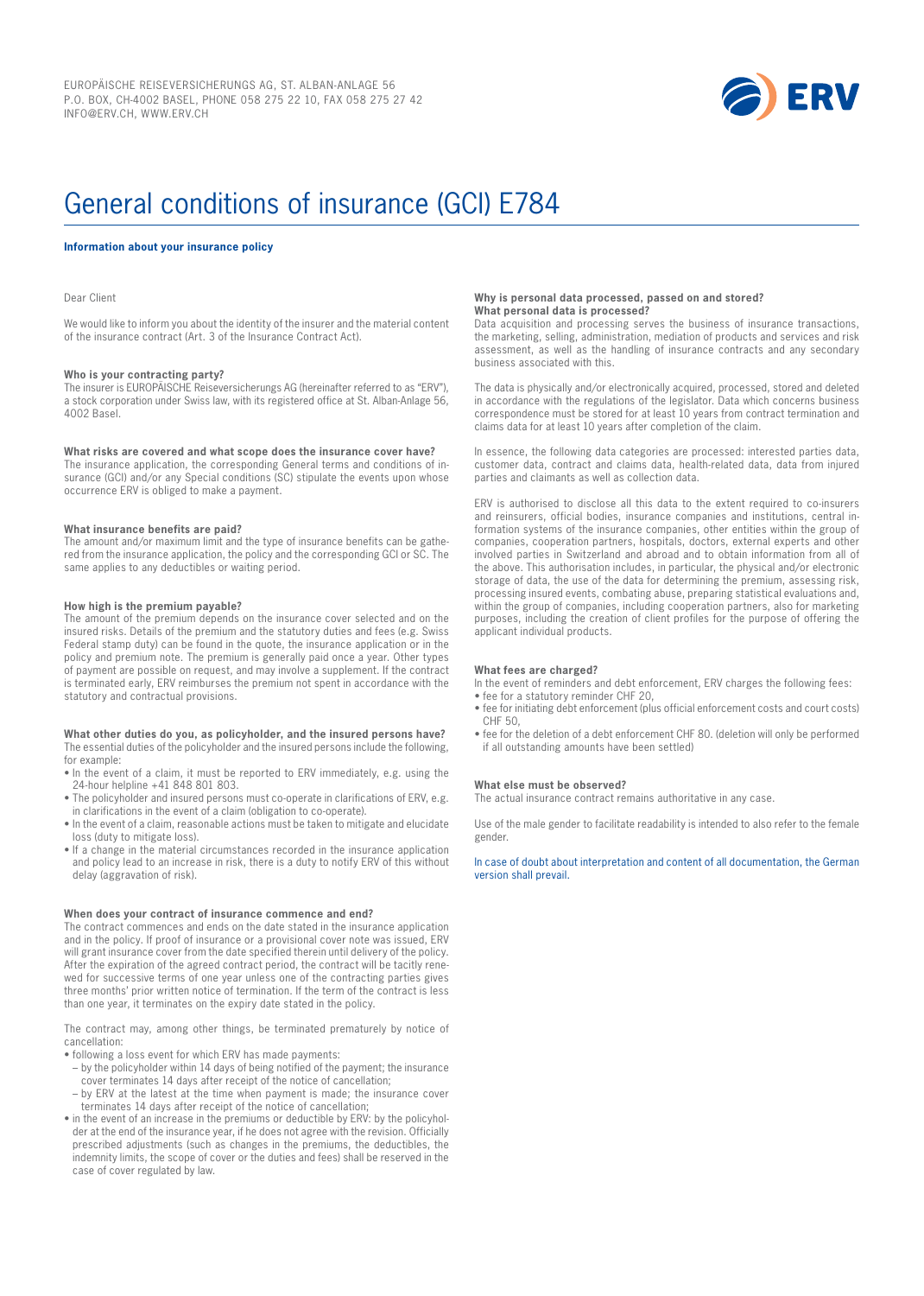EUROPÄISCHE REISEVERSICHERUNGS AG, ST. ALBAN-ANLAGE 56
P.O. BOX, CH-4002 BASEL, PHONE 058 275 22 10, FAX 058 275 27 42
INFO@ERV.CH, WWW.ERV.CH

# General conditions of insurance (GCI) E784

**Information about your insurance policy**

Dear Client

We would like to inform you about the identity of the insurer and the material content of the insurance contract (Art. 3 of the Insurance Contract Act).

**Who is your contracting party?**
The insurer is EUROPÄISCHE Reiseversicherungs AG (hereinafter referred to as "ERV"), a stock corporation under Swiss law, with its registered office at St. Alban-Anlage 56, 4002 Basel.

**What risks are covered and what scope does the insurance cover have?**
The insurance application, the corresponding General terms and conditions of insurance (GCI) and/or any Special conditions (SC) stipulate the events upon whose occurrence ERV is obliged to make a payment.

**What insurance benefits are paid?**
The amount and/or maximum limit and the type of insurance benefits can be gathered from the insurance application, the policy and the corresponding GCI or SC. The same applies to any deductibles or waiting period.

**How high is the premium payable?**
The amount of the premium depends on the insurance cover selected and on the insured risks. Details of the premium and the statutory duties and fees (e.g. Swiss Federal stamp duty) can be found in the quote, the insurance application or in the policy and premium note. The premium is generally paid once a year. Other types of payment are possible on request, and may involve a supplement. If the contract is terminated early, ERV reimburses the premium not spent in accordance with the statutory and contractual provisions.

**What other duties do you, as policyholder, and the insured persons have?**
The essential duties of the policyholder and the insured persons include the following, for example:

- In the event of a claim, it must be reported to ERV immediately, e.g. using the 24-hour helpline +41 848 801 803.
- The policyholder and insured persons must co-operate in clarifications of ERV, e.g. in clarifications in the event of a claim (obligation to co-operate).
- In the event of a claim, reasonable actions must be taken to mitigate and elucidate loss (duty to mitigate loss).
- If a change in the material circumstances recorded in the insurance application and policy lead to an increase in risk, there is a duty to notify ERV of this without delay (aggravation of risk).

**When does your contract of insurance commence and end?**
The contract commences and ends on the date stated in the insurance application and in the policy. If proof of insurance or a provisional cover note was issued, ERV will grant insurance cover from the date specified therein until delivery of the policy. After the expiration of the agreed contract period, the contract will be tacitly renewed for successive terms of one year unless one of the contracting parties gives three months' prior written notice of termination. If the term of the contract is less than one year, it terminates on the expiry date stated in the policy.

The contract may, among other things, be terminated prematurely by notice of cancellation:

- following a loss event for which ERV has made payments:
  - by the policyholder within 14 days of being notified of the payment; the insurance cover terminates 14 days after receipt of the notice of cancellation;
  - by ERV at the latest at the time when payment is made; the insurance cover terminates 14 days after receipt of the notice of cancellation;
- in the event of an increase in the premiums or deductible by ERV: by the policyholder at the end of the insurance year, if he does not agree with the revision. Officially prescribed adjustments (such as changes in the premiums, the deductibles, the indemnity limits, the scope of cover or the duties and fees) shall be reserved in the case of cover regulated by law.

**Why is personal data processed, passed on and stored? What personal data is processed?**
Data acquisition and processing serves the business of insurance transactions, the marketing, selling, administration, mediation of products and services and risk assessment, as well as the handling of insurance contracts and any secondary business associated with this.

The data is physically and/or electronically acquired, processed, stored and deleted in accordance with the regulations of the legislator. Data which concerns business correspondence must be stored for at least 10 years from contract termination and claims data for at least 10 years after completion of the claim.

In essence, the following data categories are processed: interested parties data, customer data, contract and claims data, health-related data, data from injured parties and claimants as well as collection data.

ERV is authorised to disclose all this data to the extent required to co-insurers and reinsurers, official bodies, insurance companies and institutions, central information systems of the insurance companies, other entities within the group of companies, cooperation partners, hospitals, doctors, external experts and other involved parties in Switzerland and abroad and to obtain information from all of the above. This authorisation includes, in particular, the physical and/or electronic storage of data, the use of the data for determining the premium, assessing risk, processing insured events, combating abuse, preparing statistical evaluations and, within the group of companies, including cooperation partners, also for marketing purposes, including the creation of client profiles for the purpose of offering the applicant individual products.

**What fees are charged?**
In the event of reminders and debt enforcement, ERV charges the following fees:

- fee for a statutory reminder CHF 20,
- fee for initiating debt enforcement (plus official enforcement costs and court costs) CHF 50,
- fee for the deletion of a debt enforcement CHF 80. (deletion will only be performed if all outstanding amounts have been settled)

**What else must be observed?**
The actual insurance contract remains authoritative in any case.

Use of the male gender to facilitate readability is intended to also refer to the female gender.

In case of doubt about interpretation and content of all documentation, the German version shall prevail.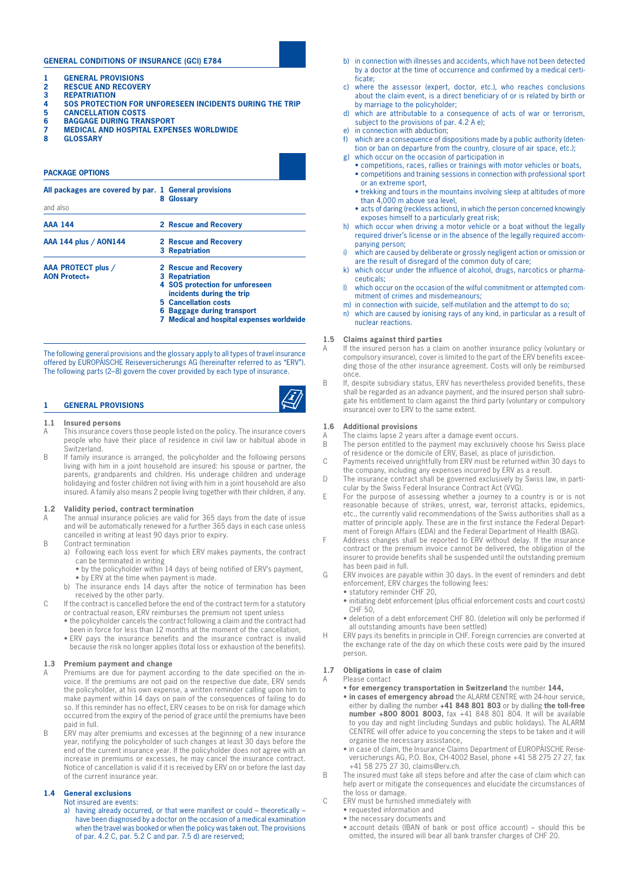## GENERAL CONDITIONS OF INSURANCE (GCI) E784

1 **GENERAL PROVISIONS**
2 **RESCUE AND RECOVERY**
3 **REPATRIATION**
4 **SOS PROTECTION FOR UNFORESEEN INCIDENTS DURING THE TRIP**
5 **CANCELLATION COSTS**
6 **BAGGAGE DURING TRANSPORT**
7 **MEDICAL AND HOSPITAL EXPENSES WORLDWIDE**
8 **GLOSSARY**

## PACKAGE OPTIONS

| All packages are covered by par. | 1 General provisions<br>8 Glossary |
|---|---|
| and also | |
| **AAA 144** | 2 Rescue and Recovery |
| **AAA 144 plus / AON144** | 2 Rescue and Recovery<br>3 Repatriation |
| **AAA PROTECT plus / AON Protect+** | 2 Rescue and Recovery<br>3 Repatriation<br>4 SOS protection for unforeseen incidents during the trip<br>5 Cancellation costs<br>6 Baggage during transport<br>7 Medical and hospital expenses worldwide |

The following general provisions and the glossary apply to all types of travel insurance offered by EUROPÄISCHE Reiseversicherungs AG (hereinafter referred to as "ERV"). The following parts (2–8) govern the cover provided by each type of insurance.

## 1 GENERAL PROVISIONS

### 1.1 Insured persons

A This insurance covers those people listed on the policy. The insurance covers people who have their place of residence in civil law or habitual abode in Switzerland.

B If family insurance is arranged, the policyholder and the following persons living with him in a joint household are insured: his spouse or partner, the parents, grandparents and children. His underage children and underage holidaying and foster children not living with him in a joint household are also insured. A family also means 2 people living together with their children, if any.

### 1.2 Validity period, contract termination

A The annual insurance policies are valid for 365 days from the date of issue and will be automatically renewed for a further 365 days in each case unless cancelled in writing at least 90 days prior to expiry.

B Contract termination
 a) Following each loss event for which ERV makes payments, the contract can be terminated in writing
 • by the policyholder within 14 days of being notified of ERV's payment,
 • by ERV at the time when payment is made.
 b) The insurance ends 14 days after the notice of termination has been received by the other party.

C If the contract is cancelled before the end of the contract term for a statutory or contractual reason, ERV reimburses the premium not spent unless
 • the policyholder cancels the contract following a claim and the contract had been in force for less than 12 months at the moment of the cancellation,
 • ERV pays the insurance benefits and the insurance contract is invalid because the risk no longer applies (total loss or exhaustion of the benefits).

### 1.3 Premium payment and change

A Premiums are due for payment according to the date specified on the invoice. If the premiums are not paid on the respective due date, ERV sends the policyholder, at his own expense, a written reminder calling upon him to make payment within 14 days on pain of the consequences of failing to do so. If this reminder has no effect, ERV ceases to be on risk for damage which occurred from the expiry of the period of grace until the premiums have been paid in full.

B ERV may alter premiums and excesses at the beginning of a new insurance year, notifying the policyholder of such changes at least 30 days before the end of the current insurance year. If the policyholder does not agree with an increase in premiums or excesses, he may cancel the insurance contract. Notice of cancellation is valid if it is received by ERV on or before the last day of the current insurance year.

### 1.4 General exclusions

Not insured are events:

a) having already occurred, or that were manifest or could – theoretically – have been diagnosed by a doctor on the occasion of a medical examination when the travel was booked or when the policy was taken out. The provisions of par. 4.2 C, par. 5.2 C and par. 7.5 d) are reserved;
b) in connection with illnesses and accidents, which have not been detected by a doctor at the time of occurrence and confirmed by a medical certificate;
c) where the assessor (expert, doctor, etc.), who reaches conclusions about the claim event, is a direct beneficiary of or is related by birth or by marriage to the policyholder;
d) which are attributable to a consequence of acts of war or terrorism, subject to the provisions of par. 4.2 A e);
e) in connection with abduction;
f) which are a consequence of dispositions made by a public authority (detention or ban on departure from the country, closure of air space, etc.);
g) which occur on the occasion of participation in
 • competitions, races, rallies or trainings with motor vehicles or boats,
 • competitions and training sessions in connection with professional sport or an extreme sport,
 • trekking and tours in the mountains involving sleep at altitudes of more than 4,000 m above sea level,
 • acts of daring (reckless actions), in which the person concerned knowingly exposes himself to a particularly great risk;
h) which occur when driving a motor vehicle or a boat without the legally required driver's license or in the absence of the legally required accompanying person;
i) which are caused by deliberate or grossly negligent action or omission or are the result of disregard of the common duty of care;
k) which occur under the influence of alcohol, drugs, narcotics or pharmaceuticals;
l) which occur on the occasion of the wilful commitment or attempted commitment of crimes and misdemeanours;
m) in connection with suicide, self-mutilation and the attempt to do so;
n) which are caused by ionising rays of any kind, in particular as a result of nuclear reactions.

### 1.5 Claims against third parties

A If the insured person has a claim on another insurance policy (voluntary or compulsory insurance), cover is limited to the part of the ERV benefits exceeding those of the other insurance agreement. Costs will only be reimbursed once.

B If, despite subsidiary status, ERV has nevertheless provided benefits, these shall be regarded as an advance payment, and the insured person shall subrogate his entitlement to claim against the third party (voluntary or compulsory insurance) over to ERV to the same extent.

### 1.6 Additional provisions

A The claims lapse 2 years after a damage event occurs.

B The person entitled to the payment may exclusively choose his Swiss place of residence or the domicile of ERV, Basel, as place of jurisdiction.

C Payments received unrightfully from ERV must be returned within 30 days to the company, including any expenses incurred by ERV as a result.

D The insurance contract shall be governed exclusively by Swiss law, in particular by the Swiss Federal Insurance Contract Act (VVG).

E For the purpose of assessing whether a journey to a country is or is not reasonable because of strikes, unrest, war, terrorist attacks, epidemics, etc., the currently valid recommendations of the Swiss authorities shall as a matter of principle apply. These are in the first instance the Federal Department of Foreign Affairs (EDA) and the Federal Department of Health (BAG).

F Address changes shall be reported to ERV without delay. If the insurance contract or the premium invoice cannot be delivered, the obligation of the insurer to provide benefits shall be suspended until the outstanding premium has been paid in full.

G ERV invoices are payable within 30 days. In the event of reminders and debt enforcement, ERV charges the following fees:
 • statutory reminder CHF 20,
 • initiating debt enforcement (plus official enforcement costs and court costs) CHF 50,
 • deletion of a debt enforcement CHF 80. (deletion will only be performed if all outstanding amounts have been settled)

H ERV pays its benefits in principle in CHF. Foreign currencies are converted at the exchange rate of the day on which these costs were paid by the insured person.

### 1.7 Obligations in case of claim

A Please contact
 • **for emergency transportation in Switzerland** the number **144,**
 • **in cases of emergency abroad** the ALARM CENTRE with 24-hour service, either by dialling the number **+41 848 801 803** or by dialling **the toll-free number +800 8001 8003,** fax +41 848 801 804. It will be available to you day and night (including Sundays and public holidays). The ALARM CENTRE will offer advice to you concerning the steps to be taken and it will organise the necessary assistance,
 • in case of claim, the Insurance Claims Department of EUROPÄISCHE Reiseversicherungs AG, P.O. Box, CH-4002 Basel, phone +41 58 275 27 27, fax +41 58 275 27 30, claims@erv.ch.

B The insured must take all steps before and after the case of claim which can help avert or mitigate the consequences and elucidate the circumstances of the loss or damage.

C ERV must be furnished immediately with
 • requested information and
 • the necessary documents and
 • account details (IBAN of bank or post office account) – should this be omitted, the insured will bear all bank transfer charges of CHF 20.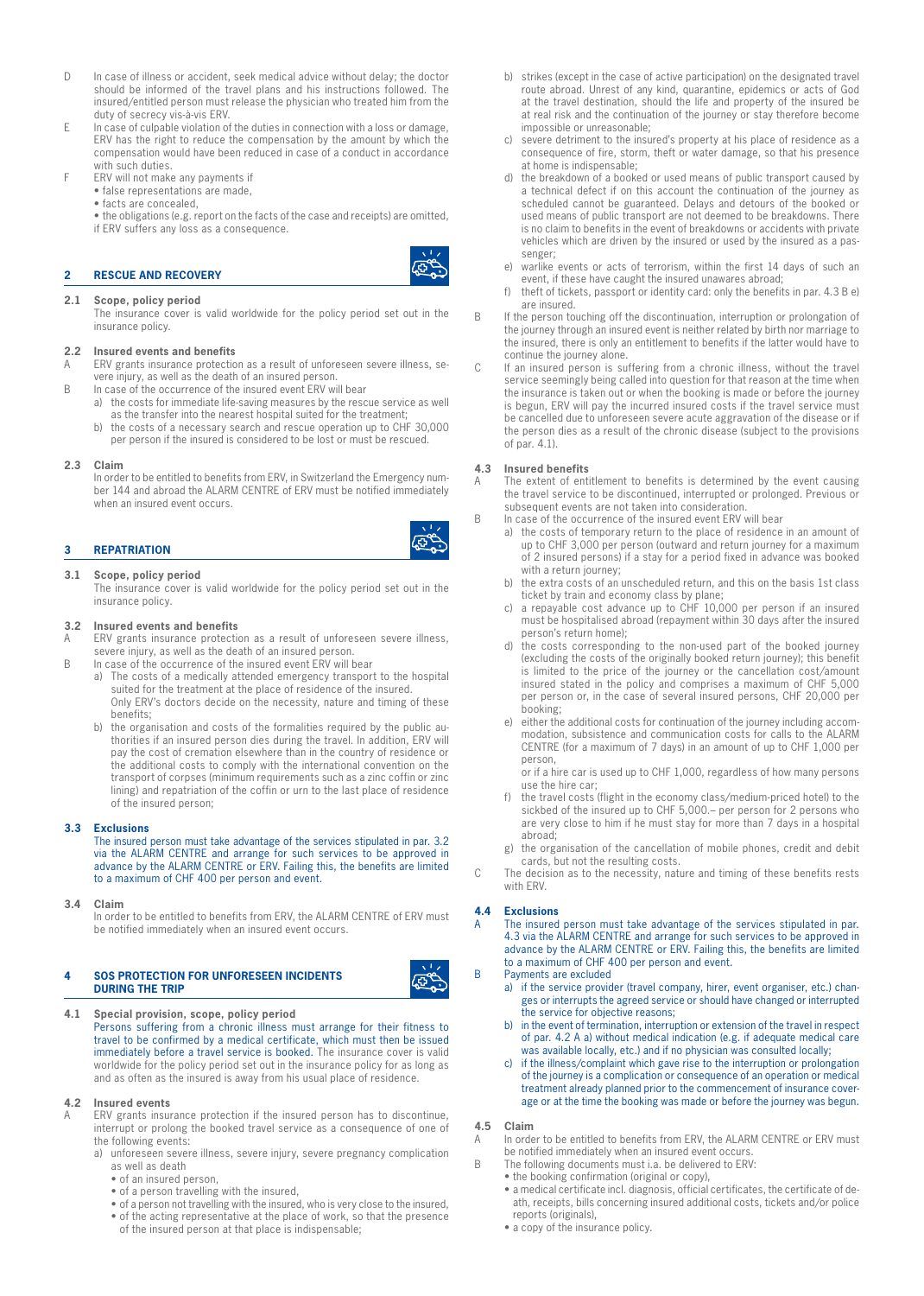D In case of illness or accident, seek medical advice without delay; the doctor should be informed of the travel plans and his instructions followed. The insured/entitled person must release the physician who treated him from the duty of secrecy vis-à-vis ERV.

E In case of culpable violation of the duties in connection with a loss or damage, ERV has the right to reduce the compensation by the amount by which the compensation would have been reduced in case of a conduct in accordance with such duties.

F ERV will not make any payments if
- false representations are made,
- facts are concealed,
- the obligations (e.g. report on the facts of the case and receipts) are omitted,

if ERV suffers any loss as a consequence.

## 2 RESCUE AND RECOVERY

### 2.1 Scope, policy period

The insurance cover is valid worldwide for the policy period set out in the insurance policy.

### 2.2 Insured events and benefits

A ERV grants insurance protection as a result of unforeseen severe illness, severe injury, as well as the death of an insured person.

B In case of the occurrence of the insured event ERV will bear
- a) the costs for immediate life-saving measures by the rescue service as well as the transfer into the nearest hospital suited for the treatment;
- b) the costs of a necessary search and rescue operation up to CHF 30,000 per person if the insured is considered to be lost or must be rescued.

### 2.3 Claim

In order to be entitled to benefits from ERV, in Switzerland the Emergency number 144 and abroad the ALARM CENTRE of ERV must be notified immediately when an insured event occurs.

## 3 REPATRIATION

### 3.1 Scope, policy period

The insurance cover is valid worldwide for the policy period set out in the insurance policy.

### 3.2 Insured events and benefits

A ERV grants insurance protection as a result of unforeseen severe illness, severe injury, as well as the death of an insured person.

B In case of the occurrence of the insured event ERV will bear
- a) The costs of a medically attended emergency transport to the hospital suited for the treatment at the place of residence of the insured. Only ERV's doctors decide on the necessity, nature and timing of these benefits;
- b) the organisation and costs of the formalities required by the public authorities if an insured person dies during the travel. In addition, ERV will pay the cost of cremation elsewhere than in the country of residence or the additional costs to comply with the international convention on the transport of corpses (minimum requirements such as a zinc coffin or zinc lining) and repatriation of the coffin or urn to the last place of residence of the insured person;

### 3.3 Exclusions

The insured person must take advantage of the services stipulated in par. 3.2 via the ALARM CENTRE and arrange for such services to be approved in advance by the ALARM CENTRE or ERV. Failing this, the benefits are limited to a maximum of CHF 400 per person and event.

### 3.4 Claim

In order to be entitled to benefits from ERV, the ALARM CENTRE of ERV must be notified immediately when an insured event occurs.

## 4 SOS PROTECTION FOR UNFORESEEN INCIDENTS DURING THE TRIP

### 4.1 Special provision, scope, policy period

Persons suffering from a chronic illness must arrange for their fitness to travel to be confirmed by a medical certificate, which must then be issued immediately before a travel service is booked. The insurance cover is valid worldwide for the policy period set out in the insurance policy for as long as and as often as the insured is away from his usual place of residence.

### 4.2 Insured events

A ERV grants insurance protection if the insured person has to discontinue, interrupt or prolong the booked travel service as a consequence of one of the following events:
- a) unforeseen severe illness, severe injury, severe pregnancy complication as well as death
  - of an insured person,
  - of a person travelling with the insured,
  - of a person not travelling with the insured, who is very close to the insured,
  - of the acting representative at the place of work, so that the presence of the insured person at that place is indispensable;
- b) strikes (except in the case of active participation) on the designated travel route abroad. Unrest of any kind, quarantine, epidemics or acts of God at the travel destination, should the life and property of the insured be at real risk and the continuation of the journey or stay therefore become impossible or unreasonable;
- c) severe detriment to the insured's property at his place of residence as a consequence of fire, storm, theft or water damage, so that his presence at home is indispensable;
- d) the breakdown of a booked or used means of public transport caused by a technical defect if on this account the continuation of the journey as scheduled cannot be guaranteed. Delays and detours of the booked or used means of public transport are not deemed to be breakdowns. There is no claim to benefits in the event of breakdowns or accidents with private vehicles which are driven by the insured or used by the insured as a passenger;
- e) warlike events or acts of terrorism, within the first 14 days of such an event, if these have caught the insured unawares abroad;
- f) theft of tickets, passport or identity card: only the benefits in par. 4.3 B e) are insured.

B If the person touching off the discontinuation, interruption or prolongation of the journey through an insured event is neither related by birth nor marriage to the insured, there is only an entitlement to benefits if the latter would have to continue the journey alone.

C If an insured person is suffering from a chronic illness, without the travel service seemingly being called into question for that reason at the time when the insurance is taken out or when the booking is made or before the journey is begun, ERV will pay the incurred insured costs if the travel service must be cancelled due to unforeseen severe acute aggravation of the disease or if the person dies as a result of the chronic disease (subject to the provisions of par. 4.1).

### 4.3 Insured benefits

A The extent of entitlement to benefits is determined by the event causing the travel service to be discontinued, interrupted or prolonged. Previous or subsequent events are not taken into consideration.

B In case of the occurrence of the insured event ERV will bear
- a) the costs of temporary return to the place of residence in an amount of up to CHF 3,000 per person (outward and return journey for a maximum of 2 insured persons) if a stay for a period fixed in advance was booked with a return journey;
- b) the extra costs of an unscheduled return, and this on the basis 1st class ticket by train and economy class by plane;
- c) a repayable cost advance up to CHF 10,000 per person if an insured must be hospitalised abroad (repayment within 30 days after the insured person's return home);
- d) the costs corresponding to the non-used part of the booked journey (excluding the costs of the originally booked return journey); this benefit is limited to the price of the journey or the cancellation cost/amount insured stated in the policy and comprises a maximum of CHF 5,000 per person or, in the case of several insured persons, CHF 20,000 per booking;
- e) either the additional costs for continuation of the journey including accommodation, subsistence and communication costs for calls to the ALARM CENTRE (for a maximum of 7 days) in an amount of up to CHF 1,000 per person,

  or if a hire car is used up to CHF 1,000, regardless of how many persons use the hire car;
- f) the travel costs (flight in the economy class/medium-priced hotel) to the sickbed of the insured up to CHF 5,000.– per person for 2 persons who are very close to him if he must stay for more than 7 days in a hospital abroad;
- g) the organisation of the cancellation of mobile phones, credit and debit cards, but not the resulting costs.

C The decision as to the necessity, nature and timing of these benefits rests with ERV.

### 4.4 Exclusions

A The insured person must take advantage of the services stipulated in par. 4.3 via the ALARM CENTRE and arrange for such services to be approved in advance by the ALARM CENTRE or ERV. Failing this, the benefits are limited to a maximum of CHF 400 per person and event.

B Payments are excluded
- a) if the service provider (travel company, hirer, event organiser, etc.) changes or interrupts the agreed service or should have changed or interrupted the service for objective reasons;
- b) in the event of termination, interruption or extension of the travel in respect of par. 4.2 A a) without medical indication (e.g. if adequate medical care was available locally, etc.) and if no physician was consulted locally;
- c) if the illness/complaint which gave rise to the interruption or prolongation of the journey is a complication or consequence of an operation or medical treatment already planned prior to the commencement of insurance coverage or at the time the booking was made or before the journey was begun.

### 4.5 Claim

A In order to be entitled to benefits from ERV, the ALARM CENTRE or ERV must be notified immediately when an insured event occurs.

B The following documents must i.a. be delivered to ERV:
- the booking confirmation (original or copy),
- a medical certificate incl. diagnosis, official certificates, the certificate of death, receipts, bills concerning insured additional costs, tickets and/or police reports (originals),
- a copy of the insurance policy.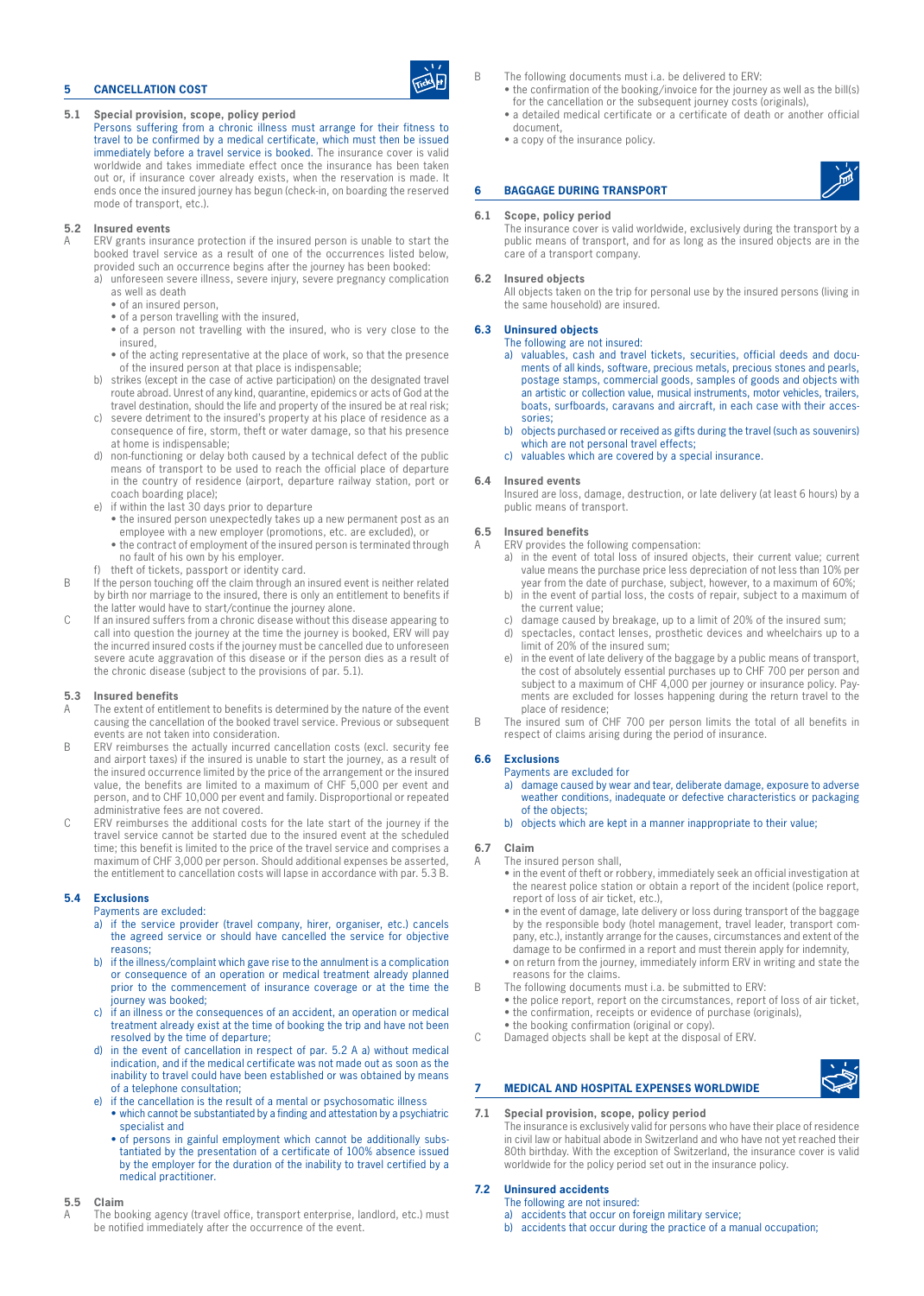## 5 CANCELLATION COST

### 5.1 Special provision, scope, policy period

Persons suffering from a chronic illness must arrange for their fitness to travel to be confirmed by a medical certificate, which must then be issued immediately before a travel service is booked. The insurance cover is valid worldwide and takes immediate effect once the insurance has been taken out or, if insurance cover already exists, when the reservation is made. It ends once the insured journey has begun (check-in, on boarding the reserved mode of transport, etc.).

### 5.2 Insured events

A ERV grants insurance protection if the insured person is unable to start the booked travel service as a result of one of the occurrences listed below, provided such an occurrence begins after the journey has been booked:

a) unforeseen severe illness, severe injury, severe pregnancy complication as well as death
- of an insured person,
- of a person travelling with the insured,
- of a person not travelling with the insured, who is very close to the insured,
- of the acting representative at the place of work, so that the presence of the insured person at that place is indispensable;

b) strikes (except in the case of active participation) on the designated travel route abroad. Unrest of any kind, quarantine, epidemics or acts of God at the travel destination, should the life and property of the insured be at real risk;

c) severe detriment to the insured's property at his place of residence as a consequence of fire, storm, theft or water damage, so that his presence at home is indispensable;

d) non-functioning or delay both caused by a technical defect of the public means of transport to be used to reach the official place of departure in the country of residence (airport, departure railway station, port or coach boarding place);

e) if within the last 30 days prior to departure
- the insured person unexpectedly takes up a new permanent post as an employee with a new employer (promotions, etc. are excluded), or
- the contract of employment of the insured person is terminated through no fault of his own by his employer.

f) theft of tickets, passport or identity card.

B If the person touching off the claim through an insured event is neither related by birth nor marriage to the insured, there is only an entitlement to benefits if the latter would have to start/continue the journey alone.

C If an insured suffers from a chronic disease without this disease appearing to call into question the journey at the time the journey is booked, ERV will pay the incurred insured costs if the journey must be cancelled due to unforeseen severe acute aggravation of this disease or if the person dies as a result of the chronic disease (subject to the provisions of par. 5.1).

### 5.3 Insured benefits

A The extent of entitlement to benefits is determined by the nature of the event causing the cancellation of the booked travel service. Previous or subsequent events are not taken into consideration.

B ERV reimburses the actually incurred cancellation costs (excl. security fee and airport taxes) if the insured is unable to start the journey, as a result of the insured occurrence limited by the price of the arrangement or the insured value, the benefits are limited to a maximum of CHF 5,000 per event and person, and to CHF 10,000 per event and family. Disproportional or repeated administrative fees are not covered.

C ERV reimburses the additional costs for the late start of the journey if the travel service cannot be started due to the insured event at the scheduled time; this benefit is limited to the price of the travel service and comprises a maximum of CHF 3,000 per person. Should additional expenses be asserted, the entitlement to cancellation costs will lapse in accordance with par. 5.3 B.

### 5.4 Exclusions

Payments are excluded:

a) if the service provider (travel company, hirer, organiser, etc.) cancels the agreed service or should have cancelled the service for objective reasons;

b) if the illness/complaint which gave rise to the annulment is a complication or consequence of an operation or medical treatment already planned prior to the commencement of insurance coverage or at the time the journey was booked;

c) if an illness or the consequences of an accident, an operation or medical treatment already exist at the time of booking the trip and have not been resolved by the time of departure;

d) in the event of cancellation in respect of par. 5.2 A a) without medical indication, and if the medical certificate was not made out as soon as the inability to travel could have been established or was obtained by means of a telephone consultation;

e) if the cancellation is the result of a mental or psychosomatic illness
- which cannot be substantiated by a finding and attestation by a psychiatric specialist and
- of persons in gainful employment which cannot be additionally substantiated by the presentation of a certificate of 100% absence issued by the employer for the duration of the inability to travel certified by a medical practitioner.

### 5.5 Claim

A The booking agency (travel office, transport enterprise, landlord, etc.) must be notified immediately after the occurrence of the event.

B The following documents must i.a. be delivered to ERV:
- the confirmation of the booking/invoice for the journey as well as the bill(s) for the cancellation or the subsequent journey costs (originals),
- a detailed medical certificate or a certificate of death or another official document,
- a copy of the insurance policy.

## 6 BAGGAGE DURING TRANSPORT

### 6.1 Scope, policy period

The insurance cover is valid worldwide, exclusively during the transport by a public means of transport, and for as long as the insured objects are in the care of a transport company.

### 6.2 Insured objects

All objects taken on the trip for personal use by the insured persons (living in the same household) are insured.

### 6.3 Uninsured objects

The following are not insured:

a) valuables, cash and travel tickets, securities, official deeds and documents of all kinds, software, precious metals, precious stones and pearls, postage stamps, commercial goods, samples of goods and objects with an artistic or collection value, musical instruments, motor vehicles, trailers, boats, surfboards, caravans and aircraft, in each case with their accessories;

b) objects purchased or received as gifts during the travel (such as souvenirs) which are not personal travel effects;

c) valuables which are covered by a special insurance.

### 6.4 Insured events

Insured are loss, damage, destruction, or late delivery (at least 6 hours) by a public means of transport.

### 6.5 Insured benefits

A ERV provides the following compensation:

a) in the event of total loss of insured objects, their current value; current value means the purchase price less depreciation of not less than 10% per year from the date of purchase, subject, however, to a maximum of 60%;

b) in the event of partial loss, the costs of repair, subject to a maximum of the current value;

c) damage caused by breakage, up to a limit of 20% of the insured sum;

d) spectacles, contact lenses, prosthetic devices and wheelchairs up to a limit of 20% of the insured sum;

e) in the event of late delivery of the baggage by a public means of transport, the cost of absolutely essential purchases up to CHF 700 per person and subject to a maximum of CHF 4,000 per journey or insurance policy. Payments are excluded for losses happening during the return travel to the place of residence;

B The insured sum of CHF 700 per person limits the total of all benefits in respect of claims arising during the period of insurance.

### 6.6 Exclusions

Payments are excluded for

a) damage caused by wear and tear, deliberate damage, exposure to adverse weather conditions, inadequate or defective characteristics or packaging of the objects;

b) objects which are kept in a manner inappropriate to their value;

### 6.7 Claim

A The insured person shall,
- in the event of theft or robbery, immediately seek an official investigation at the nearest police station or obtain a report of the incident (police report, report of loss of air ticket, etc.),
- in the event of damage, late delivery or loss during transport of the baggage by the responsible body (hotel management, travel leader, transport company, etc.), instantly arrange for the causes, circumstances and extent of the damage to be confirmed in a report and must therein apply for indemnity,
- on return from the journey, immediately inform ERV in writing and state the reasons for the claims.

B The following documents must i.a. be submitted to ERV:
- the police report, report on the circumstances, report of loss of air ticket,
- the confirmation, receipts or evidence of purchase (originals),
- the booking confirmation (original or copy).

C Damaged objects shall be kept at the disposal of ERV.

## 7 MEDICAL AND HOSPITAL EXPENSES WORLDWIDE

### 7.1 Special provision, scope, policy period

The insurance is exclusively valid for persons who have their place of residence in civil law or habitual abode in Switzerland and who have not yet reached their 80th birthday. With the exception of Switzerland, the insurance cover is valid worldwide for the policy period set out in the insurance policy.

### 7.2 Uninsured accidents

The following are not insured:

a) accidents that occur on foreign military service;

b) accidents that occur during the practice of a manual occupation;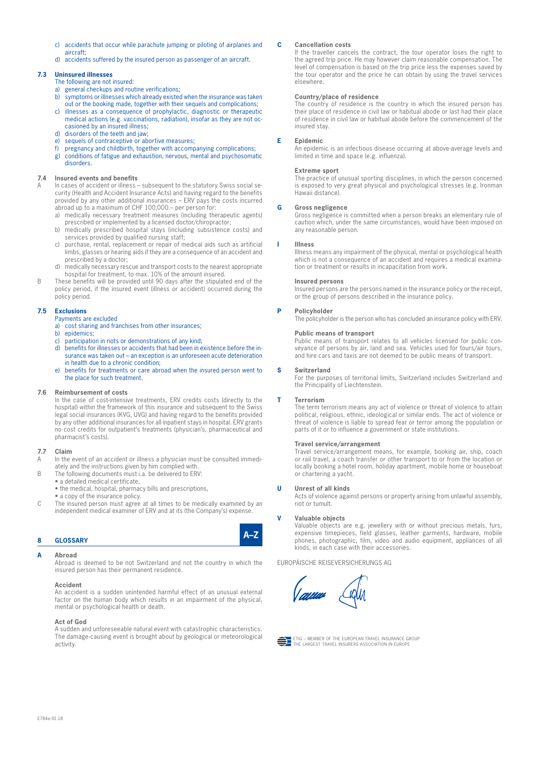c) accidents that occur while parachute jumping or piloting of airplanes and aircraft;
d) accidents suffered by the insured person as passenger of an aircraft.

### 7.3 Uninsured illnesses

The following are not insured:

a) general checkups and routine verifications;
b) symptoms or illnesses which already existed when the insurance was taken out or the booking made, together with their sequels and complications;
c) illnesses as a consequence of prophylactic, diagnostic or therapeutic medical actions (e.g. vaccinations, radiation), insofar as they are not occasioned by an insured illness;
d) disorders of the teeth and jaw;
e) sequels of contraceptive or abortive measures;
f) pregnancy and childbirth, together with accompanying complications;
g) conditions of fatigue and exhaustion, nervous, mental and psychosomatic disorders.

### 7.4 Insured events and benefits

A In cases of accident or illness – subsequent to the statutory Swiss social security (Health and Accident Insurance Acts) and having regard to the benefits provided by any other additional insurances – ERV pays the costs incurred abroad up to a maximum of CHF 100,000.– per person for:

a) medically necessary treatment measures (including therapeutic agents) prescribed or implemented by a licensed doctor/chiropractor;
b) medically prescribed hospital stays (including subsistence costs) and services provided by qualified nursing staff;
c) purchase, rental, replacement or repair of medical aids such as artificial limbs, glasses or hearing aids if they are a consequence of an accident and prescribed by a doctor;
d) medically necessary rescue and transport costs to the nearest appropriate hospital for treatment, to max. 10% of the amount insured.

B These benefits will be provided until 90 days after the stipulated end of the policy period, if the insured event (illness or accident) occurred during the policy period.

### 7.5 Exclusions

Payments are excluded

a) cost sharing and franchises from other insurances;
b) epidemics;
c) participation in riots or demonstrations of any kind;
d) benefits for illnesses or accidents that had been in existence before the insurance was taken out – an exception is an unforeseen acute deterioration in health due to a chronic condition;
e) benefits for treatments or care abroad when the insured person went to the place for such treatment.

### 7.6 Reimbursement of costs

In the case of cost-intensive treatments, ERV credits costs (directly to the hospital) within the framework of this insurance and subsequent to the Swiss legal social insurances (KVG, UVG) and having regard to the benefits provided by any other additional insurances for all inpatient stays in hospital. ERV grants no cost credits for outpatient's treatments (physician's, pharmaceutical and pharmacist's costs).

### 7.7 Claim

A In the event of an accident or illness a physician must be consulted immediately and the instructions given by him complied with.

B The following documents must i.a. be delivered to ERV:
- a detailed medical certificate,
- the medical, hospital, pharmacy bills and prescriptions,
- a copy of the insurance policy.

C The insured person must agree at all times to be medically examined by an independent medical examiner of ERV and at its (the Company's) expense.

## 8 GLOSSARY

A–Z

**A**

**Abroad**
Abroad is deemed to be not Switzerland and not the country in which the insured person has their permanent residence.

**Accident**
An accident is a sudden unintended harmful effect of an unusual external factor on the human body which results in an impairment of the physical, mental or psychological health or death.

**Act of God**
A sudden and unforeseeable natural event with catastrophic characteristics. The damage-causing event is brought about by geological or meteorological activity.

**C**

**Cancellation costs**
If the traveller cancels the contract, the tour operator loses the right to the agreed trip price. He may however claim reasonable compensation. The level of compensation is based on the trip price less the expenses saved by the tour operator and the price he can obtain by using the travel services elsewhere.

**Country/place of residence**
The country of residence is the country in which the insured person has their place of residence in civil law or habitual abode or last had their place of residence in civil law or habitual abode before the commencement of the insured stay.

**E**

**Epidemic**
An epidemic is an infectious disease occurring at above-average levels and limited in time and space (e.g. influenza).

**Extreme sport**
The practice of unusual sporting disciplines, in which the person concerned is exposed to very great physical and psychological stresses (e.g. Ironman Hawaii distance).

**G**

**Gross negligence**
Gross negligence is committed when a person breaks an elementary rule of caution which, under the same circumstances, would have been imposed on any reasonable person.

**I**

**Illness**
Illness means any impairment of the physical, mental or psychological health which is not a consequence of an accident and requires a medical examination or treatment or results in incapacitation from work.

**Insured persons**
Insured persons are the persons named in the insurance policy or the receipt, or the group of persons described in the insurance policy.

**P**

**Policyholder**
The policyholder is the person who has concluded an insurance policy with ERV.

**Public means of transport**
Public means of transport relates to all vehicles licensed for public conveyance of persons by air, land and sea. Vehicles used for tours/air tours, and hire cars and taxis are not deemed to be public means of transport.

**S**

**Switzerland**
For the purposes of territorial limits, Switzerland includes Switzerland and the Principality of Liechtenstein.

**T**

**Terrorism**
The term terrorism means any act of violence or threat of violence to attain political, religious, ethnic, ideological or similar ends. The act of violence or threat of violence is liable to spread fear or terror among the population or parts of it or to influence a government or state institutions.

**Travel service/arrangement**
Travel service/arrangement means, for example, booking air, ship, coach or rail travel, a coach transfer or other transport to or from the location or locally booking a hotel room, holiday apartment, mobile home or houseboat or chartering a yacht.

**U**

**Unrest of all kinds**
Acts of violence against persons or property arising from unlawful assembly, riot or tumult.

**V**

**Valuable objects**
Valuable objects are e.g. jewellery with or without precious metals, furs, expensive timepieces, field glasses, leather garments, hardware, mobile phones, photographic, film, video and audio equipment, appliances of all kinds, in each case with their accessories.

EUROPÄISCHE REISEVERSICHERUNGS AG

ETIG – MEMBER OF THE EUROPEAN TRAVEL INSURANCE GROUP
THE LARGEST TRAVEL INSURERS ASSOCIATION IN EUROPE

E784e-01.18